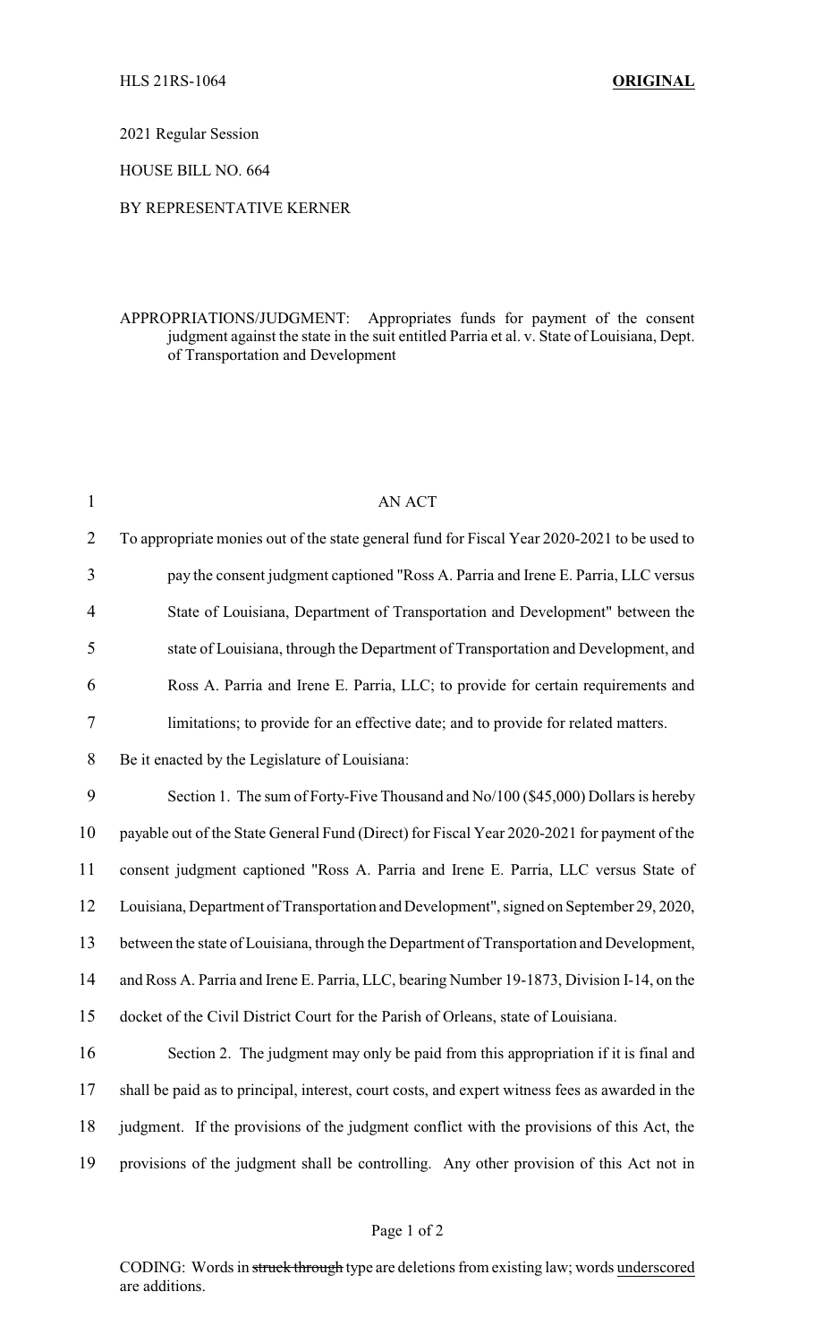HLS 21RS-1064 **ORIGINAL**

2021 Regular Session

HOUSE BILL NO. 664

BY REPRESENTATIVE KERNER

APPROPRIATIONS/JUDGMENT: Appropriates funds for payment of the consent judgment against the state in the suit entitled Parria et al. v. State of Louisiana, Dept. of Transportation and Development

AN ACT

To appropriate monies out of the state general fund for Fiscal Year 2020-2021 to be used to pay the consent judgment captioned "Ross A. Parria and Irene E. Parria, LLC versus State of Louisiana, Department of Transportation and Development" between the state of Louisiana, through the Department of Transportation and Development, and Ross A. Parria and Irene E. Parria, LLC; to provide for certain requirements and limitations; to provide for an effective date; and to provide for related matters.

Be it enacted by the Legislature of Louisiana:

Section 1. The sum of Forty-Five Thousand and No/100 ($45,000) Dollars is hereby payable out of the State General Fund (Direct) for Fiscal Year 2020-2021 for payment of the consent judgment captioned "Ross A. Parria and Irene E. Parria, LLC versus State of Louisiana, Department of Transportation and Development", signed on September 29, 2020, between the state of Louisiana, through the Department of Transportation and Development, and Ross A. Parria and Irene E. Parria, LLC, bearing Number 19-1873, Division I-14, on the docket of the Civil District Court for the Parish of Orleans, state of Louisiana.

Section 2. The judgment may only be paid from this appropriation if it is final and shall be paid as to principal, interest, court costs, and expert witness fees as awarded in the judgment. If the provisions of the judgment conflict with the provisions of this Act, the provisions of the judgment shall be controlling. Any other provision of this Act not in

CODING: Words in ~~struck through~~ type are deletions from existing law; words underscored are additions.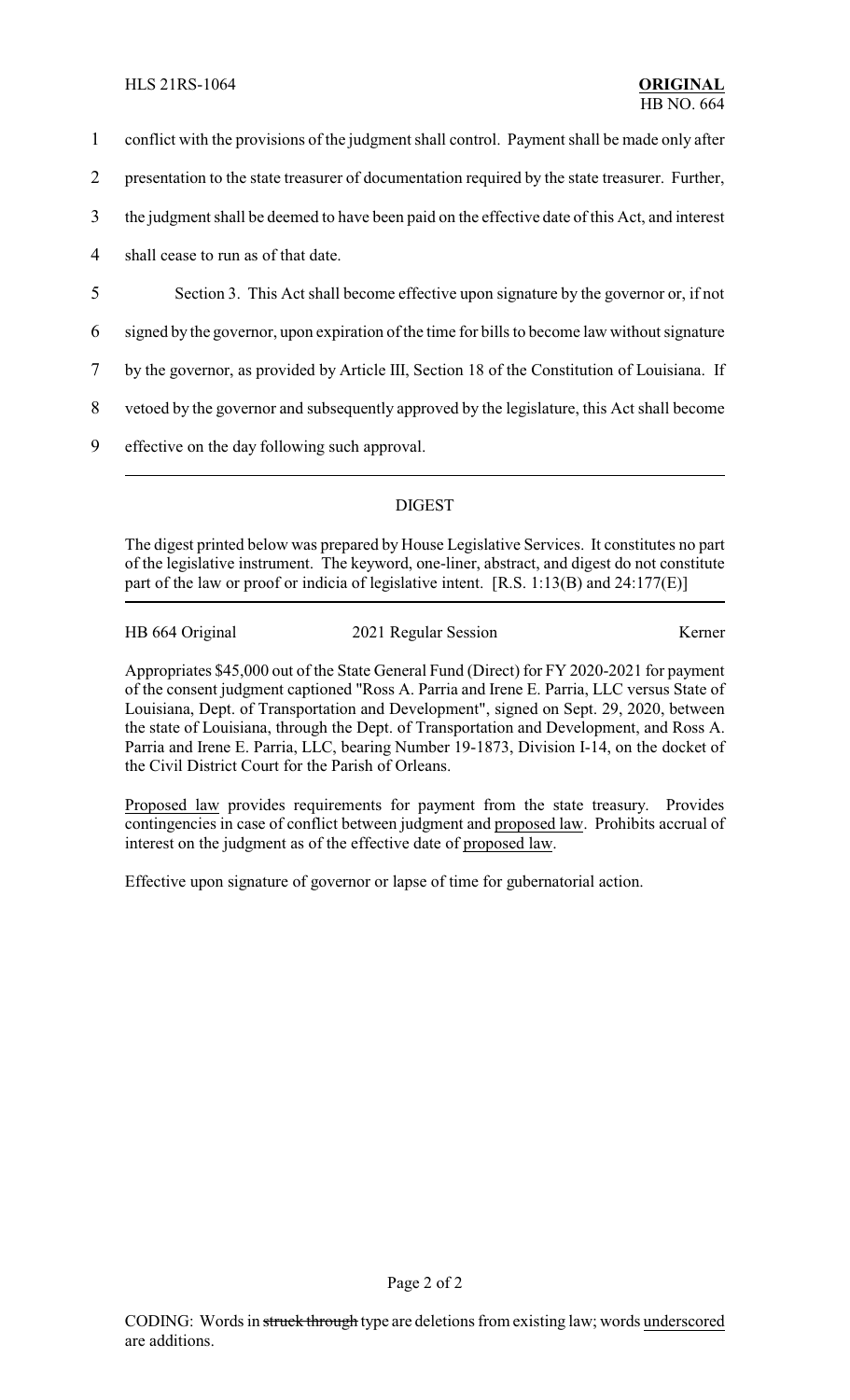conflict with the provisions of the judgment shall control. Payment shall be made only after presentation to the state treasurer of documentation required by the state treasurer. Further, the judgment shall be deemed to have been paid on the effective date of this Act, and interest shall cease to run as of that date.

Section 3. This Act shall become effective upon signature by the governor or, if not signed by the governor, upon expiration of the time for bills to become law without signature by the governor, as provided by Article III, Section 18 of the Constitution of Louisiana. If vetoed by the governor and subsequently approved by the legislature, this Act shall become effective on the day following such approval.

## DIGEST

The digest printed below was prepared by House Legislative Services. It constitutes no part of the legislative instrument. The keyword, one-liner, abstract, and digest do not constitute part of the law or proof or indicia of legislative intent. [R.S. 1:13(B) and 24:177(E)]

HB 664 Original 2021 Regular Session Kerner

Appropriates $45,000 out of the State General Fund (Direct) for FY 2020-2021 for payment of the consent judgment captioned "Ross A. Parria and Irene E. Parria, LLC versus State of Louisiana, Dept. of Transportation and Development", signed on Sept. 29, 2020, between the state of Louisiana, through the Dept. of Transportation and Development, and Ross A. Parria and Irene E. Parria, LLC, bearing Number 19-1873, Division I-14, on the docket of the Civil District Court for the Parish of Orleans.

Proposed law provides requirements for payment from the state treasury. Provides contingencies in case of conflict between judgment and proposed law. Prohibits accrual of interest on the judgment as of the effective date of proposed law.

Effective upon signature of governor or lapse of time for gubernatorial action.

CODING: Words in ~~struck through~~ type are deletions from existing law; words underscored are additions.